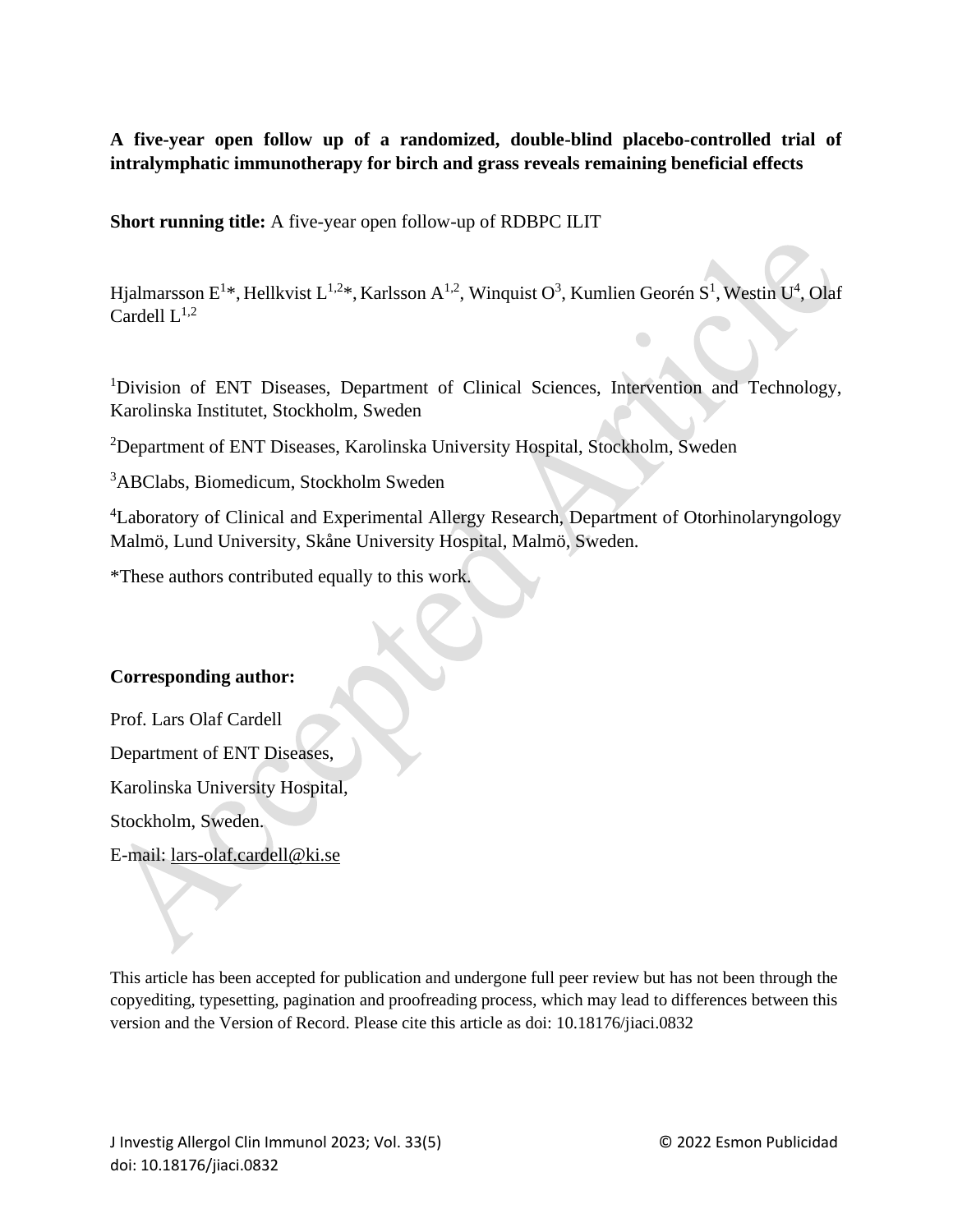**A five-year open follow up of a randomized, double-blind placebo-controlled trial of intralymphatic immunotherapy for birch and grass reveals remaining beneficial effects**

**Short running title:** A five-year open follow-up of RDBPC ILIT

Hjalmarsson E[1]*, Hellkvist L[1,2]*, Karlsson A[1,2], Winquist O[3], Kumlien Georén S[1], Westin U[4], Olaf Cardell L[1,2]

[1]Division of ENT Diseases, Department of Clinical Sciences, Intervention and Technology, Karolinska Institutet, Stockholm, Sweden

[2]Department of ENT Diseases, Karolinska University Hospital, Stockholm, Sweden

[3]ABClabs, Biomedicum, Stockholm Sweden

[4]Laboratory of Clinical and Experimental Allergy Research, Department of Otorhinolaryngology Malmö, Lund University, Skåne University Hospital, Malmö, Sweden.

*These authors contributed equally to this work.

**Corresponding author:**

Prof. Lars Olaf Cardell

Department of ENT Diseases,

Karolinska University Hospital,

Stockholm, Sweden.

E-mail: lars-olaf.cardell@ki.se

This article has been accepted for publication and undergone full peer review but has not been through the copyediting, typesetting, pagination and proofreading process, which may lead to differences between this version and the Version of Record. Please cite this article as doi: 10.18176/jiaci.0832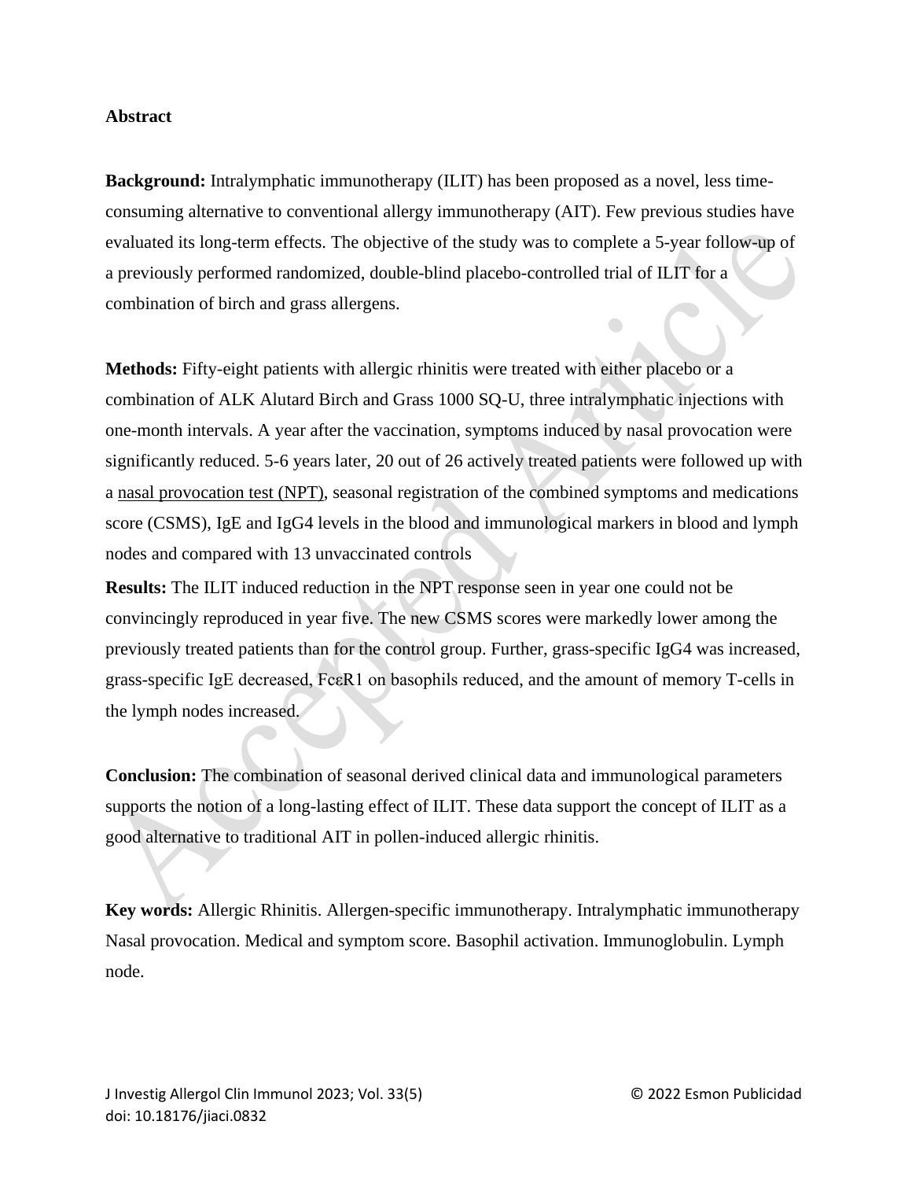**Abstract**

**Background:** Intralymphatic immunotherapy (ILIT) has been proposed as a novel, less time-consuming alternative to conventional allergy immunotherapy (AIT). Few previous studies have evaluated its long-term effects. The objective of the study was to complete a 5-year follow-up of a previously performed randomized, double-blind placebo-controlled trial of ILIT for a combination of birch and grass allergens.

**Methods:** Fifty-eight patients with allergic rhinitis were treated with either placebo or a combination of ALK Alutard Birch and Grass 1000 SQ-U, three intralymphatic injections with one-month intervals. A year after the vaccination, symptoms induced by nasal provocation were significantly reduced. 5-6 years later, 20 out of 26 actively treated patients were followed up with a nasal provocation test (NPT), seasonal registration of the combined symptoms and medications score (CSMS), IgE and IgG4 levels in the blood and immunological markers in blood and lymph nodes and compared with 13 unvaccinated controls

**Results:** The ILIT induced reduction in the NPT response seen in year one could not be convincingly reproduced in year five. The new CSMS scores were markedly lower among the previously treated patients than for the control group. Further, grass-specific IgG4 was increased, grass-specific IgE decreased, FcεR1 on basophils reduced, and the amount of memory T-cells in the lymph nodes increased.

**Conclusion:** The combination of seasonal derived clinical data and immunological parameters supports the notion of a long-lasting effect of ILIT. These data support the concept of ILIT as a good alternative to traditional AIT in pollen-induced allergic rhinitis.

**Key words:** Allergic Rhinitis. Allergen-specific immunotherapy. Intralymphatic immunotherapy Nasal provocation. Medical and symptom score. Basophil activation. Immunoglobulin. Lymph node.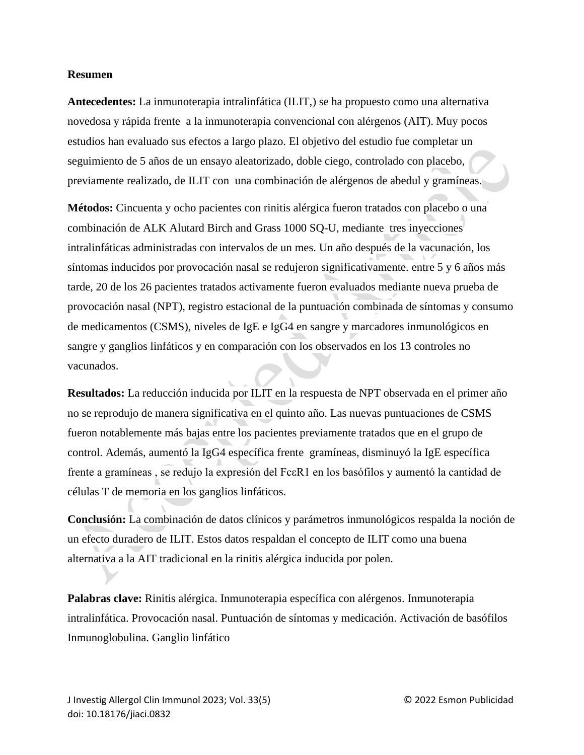**Resumen**

**Antecedentes:** La inmunoterapia intralinfática (ILIT,) se ha propuesto como una alternativa novedosa y rápida frente a la inmunoterapia convencional con alérgenos (AIT). Muy pocos estudios han evaluado sus efectos a largo plazo. El objetivo del estudio fue completar un seguimiento de 5 años de un ensayo aleatorizado, doble ciego, controlado con placebo, previamente realizado, de ILIT con una combinación de alérgenos de abedul y gramíneas.

**Métodos:** Cincuenta y ocho pacientes con rinitis alérgica fueron tratados con placebo o una combinación de ALK Alutard Birch and Grass 1000 SQ-U, mediante tres inyecciones intralinfáticas administradas con intervalos de un mes. Un año después de la vacunación, los síntomas inducidos por provocación nasal se redujeron significativamente. entre 5 y 6 años más tarde, 20 de los 26 pacientes tratados activamente fueron evaluados mediante nueva prueba de provocación nasal (NPT), registro estacional de la puntuación combinada de síntomas y consumo de medicamentos (CSMS), niveles de IgE e IgG4 en sangre y marcadores inmunológicos en sangre y ganglios linfáticos y en comparación con los observados en los 13 controles no vacunados.

**Resultados:** La reducción inducida por ILIT en la respuesta de NPT observada en el primer año no se reprodujo de manera significativa en el quinto año. Las nuevas puntuaciones de CSMS fueron notablemente más bajas entre los pacientes previamente tratados que en el grupo de control. Además, aumentó la IgG4 específica frente gramíneas, disminuyó la IgE específica frente a gramíneas , se redujo la expresión del FcεR1 en los basófilos y aumentó la cantidad de células T de memoria en los ganglios linfáticos.

**Conclusión:** La combinación de datos clínicos y parámetros inmunológicos respalda la noción de un efecto duradero de ILIT. Estos datos respaldan el concepto de ILIT como una buena alternativa a la AIT tradicional en la rinitis alérgica inducida por polen.

**Palabras clave:** Rinitis alérgica. Inmunoterapia específica con alérgenos. Inmunoterapia intralinfática. Provocación nasal. Puntuación de síntomas y medicación. Activación de basófilos Inmunoglobulina. Ganglio linfático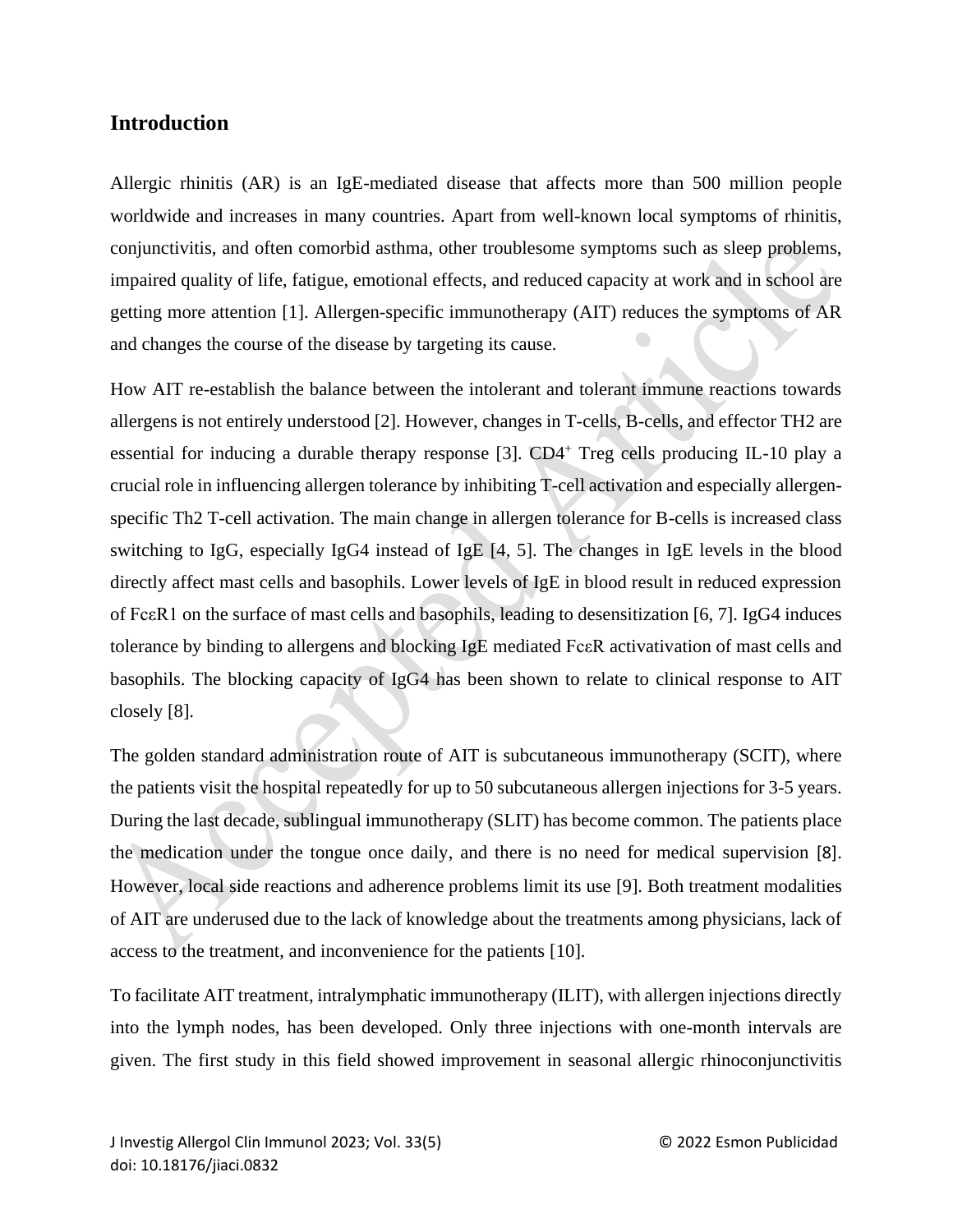## Introduction

Allergic rhinitis (AR) is an IgE-mediated disease that affects more than 500 million people worldwide and increases in many countries. Apart from well-known local symptoms of rhinitis, conjunctivitis, and often comorbid asthma, other troublesome symptoms such as sleep problems, impaired quality of life, fatigue, emotional effects, and reduced capacity at work and in school are getting more attention [1]. Allergen-specific immunotherapy (AIT) reduces the symptoms of AR and changes the course of the disease by targeting its cause.

How AIT re-establish the balance between the intolerant and tolerant immune reactions towards allergens is not entirely understood [2]. However, changes in T-cells, B-cells, and effector TH2 are essential for inducing a durable therapy response [3]. $CD4^+$ Treg cells producing IL-10 play a crucial role in influencing allergen tolerance by inhibiting T-cell activation and especially allergen-specific Th2 T-cell activation. The main change in allergen tolerance for B-cells is increased class switching to IgG, especially IgG4 instead of IgE [4, 5]. The changes in IgE levels in the blood directly affect mast cells and basophils. Lower levels of IgE in blood result in reduced expression of FcεR1 on the surface of mast cells and basophils, leading to desensitization [6, 7]. IgG4 induces tolerance by binding to allergens and blocking IgE mediated FcεR activativation of mast cells and basophils. The blocking capacity of IgG4 has been shown to relate to clinical response to AIT closely [8].

The golden standard administration route of AIT is subcutaneous immunotherapy (SCIT), where the patients visit the hospital repeatedly for up to 50 subcutaneous allergen injections for 3-5 years. During the last decade, sublingual immunotherapy (SLIT) has become common. The patients place the medication under the tongue once daily, and there is no need for medical supervision [8]. However, local side reactions and adherence problems limit its use [9]. Both treatment modalities of AIT are underused due to the lack of knowledge about the treatments among physicians, lack of access to the treatment, and inconvenience for the patients [10].

To facilitate AIT treatment, intralymphatic immunotherapy (ILIT), with allergen injections directly into the lymph nodes, has been developed. Only three injections with one-month intervals are given. The first study in this field showed improvement in seasonal allergic rhinoconjunctivitis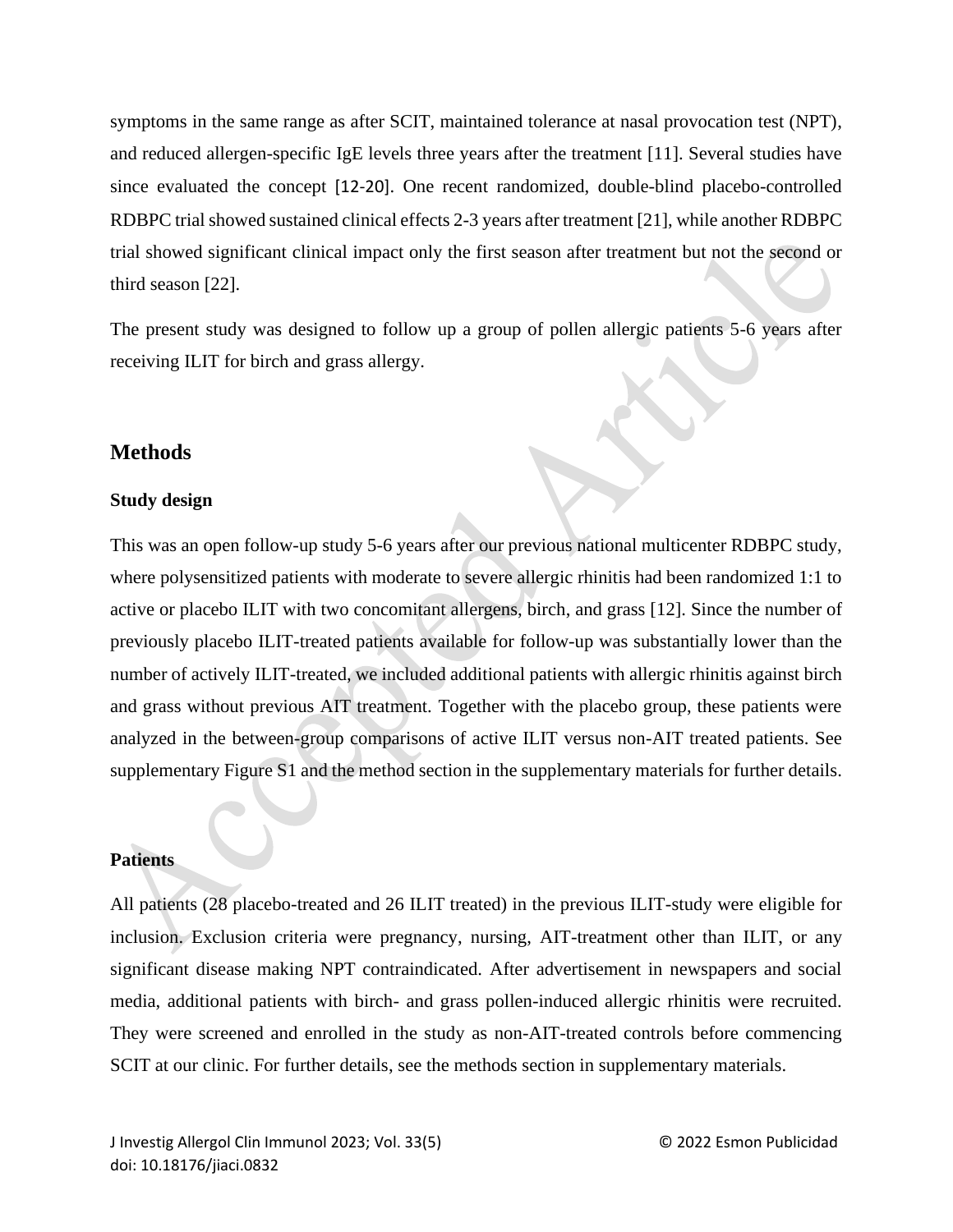symptoms in the same range as after SCIT, maintained tolerance at nasal provocation test (NPT), and reduced allergen-specific IgE levels three years after the treatment [11]. Several studies have since evaluated the concept [12-20]. One recent randomized, double-blind placebo-controlled RDBPC trial showed sustained clinical effects 2-3 years after treatment [21], while another RDBPC trial showed significant clinical impact only the first season after treatment but not the second or third season [22].

The present study was designed to follow up a group of pollen allergic patients 5-6 years after receiving ILIT for birch and grass allergy.

## Methods

### Study design

This was an open follow-up study 5-6 years after our previous national multicenter RDBPC study, where polysensitized patients with moderate to severe allergic rhinitis had been randomized 1:1 to active or placebo ILIT with two concomitant allergens, birch, and grass [12]. Since the number of previously placebo ILIT-treated patients available for follow-up was substantially lower than the number of actively ILIT-treated, we included additional patients with allergic rhinitis against birch and grass without previous AIT treatment. Together with the placebo group, these patients were analyzed in the between-group comparisons of active ILIT versus non-AIT treated patients. See supplementary Figure S1 and the method section in the supplementary materials for further details.

### Patients

All patients (28 placebo-treated and 26 ILIT treated) in the previous ILIT-study were eligible for inclusion. Exclusion criteria were pregnancy, nursing, AIT-treatment other than ILIT, or any significant disease making NPT contraindicated. After advertisement in newspapers and social media, additional patients with birch- and grass pollen-induced allergic rhinitis were recruited. They were screened and enrolled in the study as non-AIT-treated controls before commencing SCIT at our clinic. For further details, see the methods section in supplementary materials.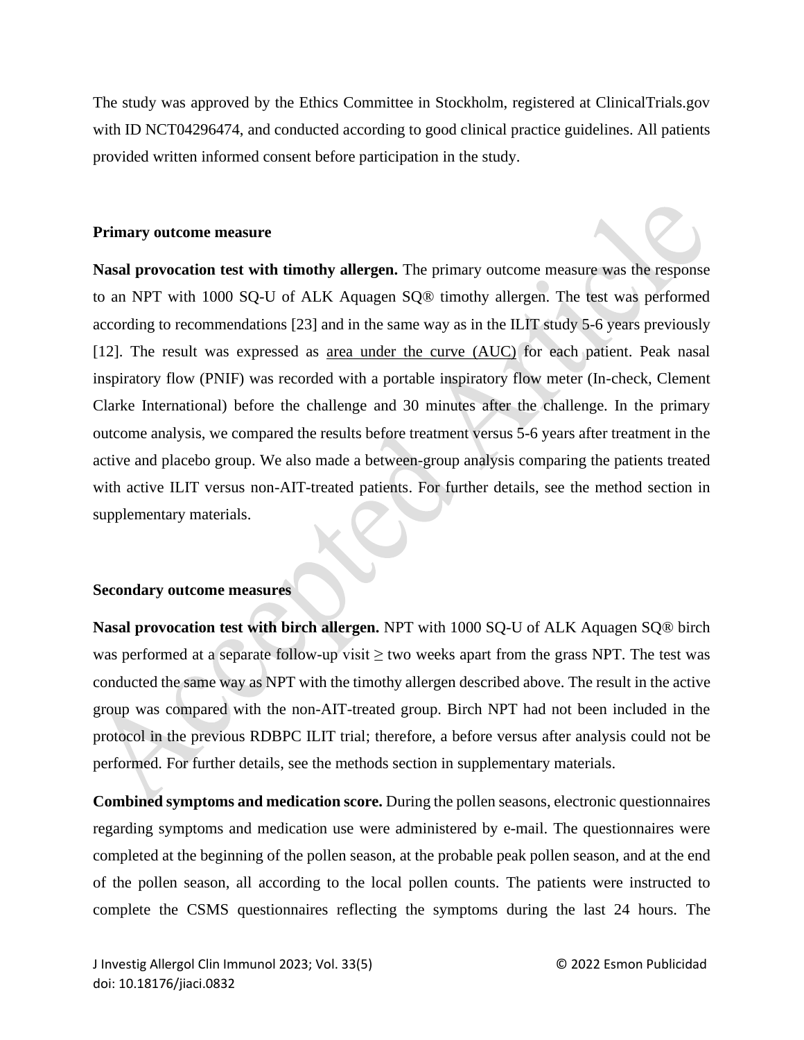The study was approved by the Ethics Committee in Stockholm, registered at ClinicalTrials.gov with ID NCT04296474, and conducted according to good clinical practice guidelines. All patients provided written informed consent before participation in the study.

## Primary outcome measure

**Nasal provocation test with timothy allergen.** The primary outcome measure was the response to an NPT with 1000 SQ-U of ALK Aquagen SQ® timothy allergen. The test was performed according to recommendations [23] and in the same way as in the ILIT study 5-6 years previously [12]. The result was expressed as area under the curve (AUC) for each patient. Peak nasal inspiratory flow (PNIF) was recorded with a portable inspiratory flow meter (In-check, Clement Clarke International) before the challenge and 30 minutes after the challenge. In the primary outcome analysis, we compared the results before treatment versus 5-6 years after treatment in the active and placebo group. We also made a between-group analysis comparing the patients treated with active ILIT versus non-AIT-treated patients. For further details, see the method section in supplementary materials.

## Secondary outcome measures

**Nasal provocation test with birch allergen.** NPT with 1000 SQ-U of ALK Aquagen SQ® birch was performed at a separate follow-up visit ≥ two weeks apart from the grass NPT. The test was conducted the same way as NPT with the timothy allergen described above. The result in the active group was compared with the non-AIT-treated group. Birch NPT had not been included in the protocol in the previous RDBPC ILIT trial; therefore, a before versus after analysis could not be performed. For further details, see the methods section in supplementary materials.

**Combined symptoms and medication score.** During the pollen seasons, electronic questionnaires regarding symptoms and medication use were administered by e-mail. The questionnaires were completed at the beginning of the pollen season, at the probable peak pollen season, and at the end of the pollen season, all according to the local pollen counts. The patients were instructed to complete the CSMS questionnaires reflecting the symptoms during the last 24 hours. The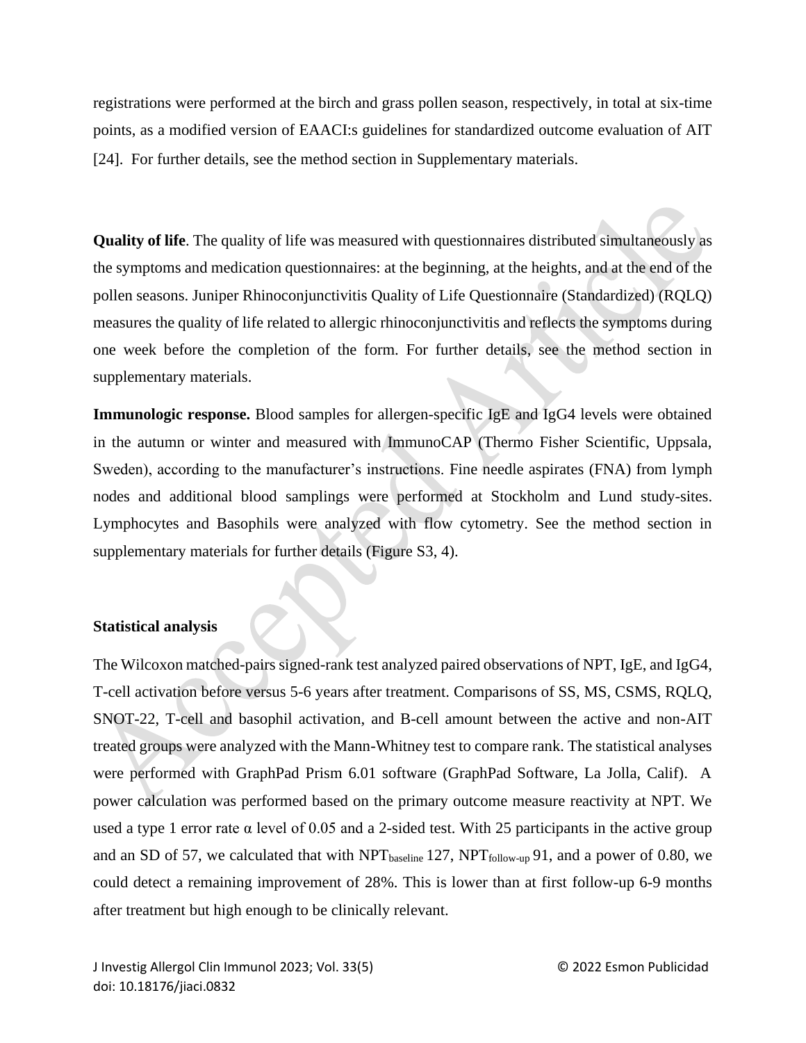registrations were performed at the birch and grass pollen season, respectively, in total at six-time points, as a modified version of EAACI:s guidelines for standardized outcome evaluation of AIT [24]. For further details, see the method section in Supplementary materials.

**Quality of life**. The quality of life was measured with questionnaires distributed simultaneously as the symptoms and medication questionnaires: at the beginning, at the heights, and at the end of the pollen seasons. Juniper Rhinoconjunctivitis Quality of Life Questionnaire (Standardized) (RQLQ) measures the quality of life related to allergic rhinoconjunctivitis and reflects the symptoms during one week before the completion of the form. For further details, see the method section in supplementary materials.

**Immunologic response.** Blood samples for allergen-specific IgE and IgG4 levels were obtained in the autumn or winter and measured with ImmunoCAP (Thermo Fisher Scientific, Uppsala, Sweden), according to the manufacturer's instructions. Fine needle aspirates (FNA) from lymph nodes and additional blood samplings were performed at Stockholm and Lund study-sites. Lymphocytes and Basophils were analyzed with flow cytometry. See the method section in supplementary materials for further details (Figure S3, 4).

**Statistical analysis**

The Wilcoxon matched-pairs signed-rank test analyzed paired observations of NPT, IgE, and IgG4, T-cell activation before versus 5-6 years after treatment. Comparisons of SS, MS, CSMS, RQLQ, SNOT-22, T-cell and basophil activation, and B-cell amount between the active and non-AIT treated groups were analyzed with the Mann-Whitney test to compare rank. The statistical analyses were performed with GraphPad Prism 6.01 software (GraphPad Software, La Jolla, Calif). A power calculation was performed based on the primary outcome measure reactivity at NPT. We used a type 1 error rate $\alpha$ level of 0.05 and a 2-sided test. With 25 participants in the active group and an SD of 57, we calculated that with $NPT_{baseline}$ 127, $NPT_{follow\text{-}up}$ 91, and a power of 0.80, we could detect a remaining improvement of 28%. This is lower than at first follow-up 6-9 months after treatment but high enough to be clinically relevant.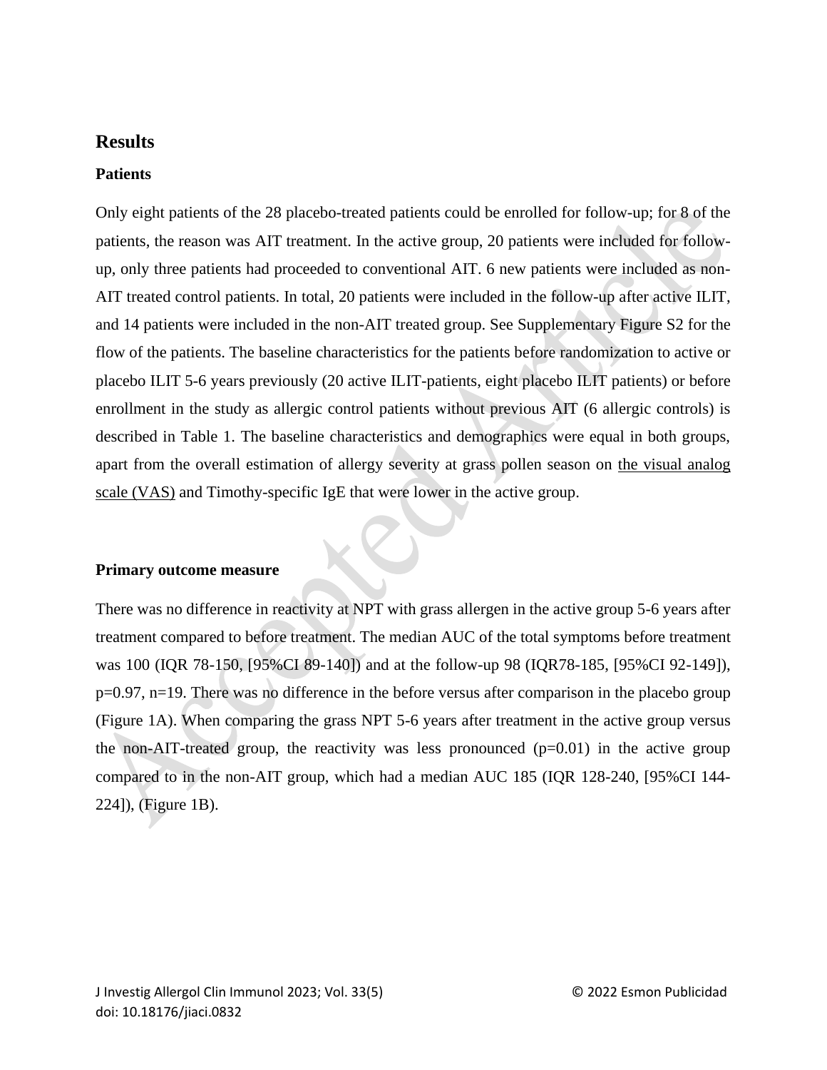## Results

### Patients

Only eight patients of the 28 placebo-treated patients could be enrolled for follow-up; for 8 of the patients, the reason was AIT treatment. In the active group, 20 patients were included for follow-up, only three patients had proceeded to conventional AIT. 6 new patients were included as non-AIT treated control patients. In total, 20 patients were included in the follow-up after active ILIT, and 14 patients were included in the non-AIT treated group. See Supplementary Figure S2 for the flow of the patients. The baseline characteristics for the patients before randomization to active or placebo ILIT 5-6 years previously (20 active ILIT-patients, eight placebo ILIT patients) or before enrollment in the study as allergic control patients without previous AIT (6 allergic controls) is described in Table 1. The baseline characteristics and demographics were equal in both groups, apart from the overall estimation of allergy severity at grass pollen season on the visual analog scale (VAS) and Timothy-specific IgE that were lower in the active group.

### Primary outcome measure

There was no difference in reactivity at NPT with grass allergen in the active group 5-6 years after treatment compared to before treatment. The median AUC of the total symptoms before treatment was 100 (IQR 78-150, [95%CI 89-140]) and at the follow-up 98 (IQR78-185, [95%CI 92-149]), p=0.97, n=19. There was no difference in the before versus after comparison in the placebo group (Figure 1A). When comparing the grass NPT 5-6 years after treatment in the active group versus the non-AIT-treated group, the reactivity was less pronounced (p=0.01) in the active group compared to in the non-AIT group, which had a median AUC 185 (IQR 128-240, [95%CI 144-224]), (Figure 1B).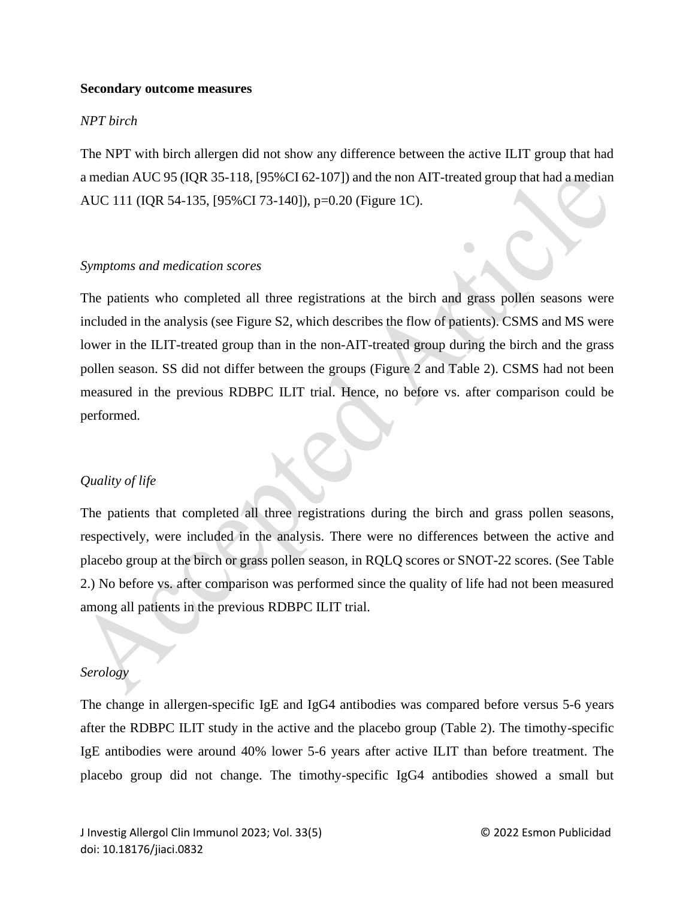**Secondary outcome measures**

*NPT birch*

The NPT with birch allergen did not show any difference between the active ILIT group that had a median AUC 95 (IQR 35-118, [95%CI 62-107]) and the non AIT-treated group that had a median AUC 111 (IQR 54-135, [95%CI 73-140]), p=0.20 (Figure 1C).

*Symptoms and medication scores*

The patients who completed all three registrations at the birch and grass pollen seasons were included in the analysis (see Figure S2, which describes the flow of patients). CSMS and MS were lower in the ILIT-treated group than in the non-AIT-treated group during the birch and the grass pollen season. SS did not differ between the groups (Figure 2 and Table 2). CSMS had not been measured in the previous RDBPC ILIT trial. Hence, no before vs. after comparison could be performed.

*Quality of life*

The patients that completed all three registrations during the birch and grass pollen seasons, respectively, were included in the analysis. There were no differences between the active and placebo group at the birch or grass pollen season, in RQLQ scores or SNOT-22 scores. (See Table 2.) No before vs. after comparison was performed since the quality of life had not been measured among all patients in the previous RDBPC ILIT trial.

*Serology*

The change in allergen-specific IgE and IgG4 antibodies was compared before versus 5-6 years after the RDBPC ILIT study in the active and the placebo group (Table 2). The timothy-specific IgE antibodies were around 40% lower 5-6 years after active ILIT than before treatment. The placebo group did not change. The timothy-specific IgG4 antibodies showed a small but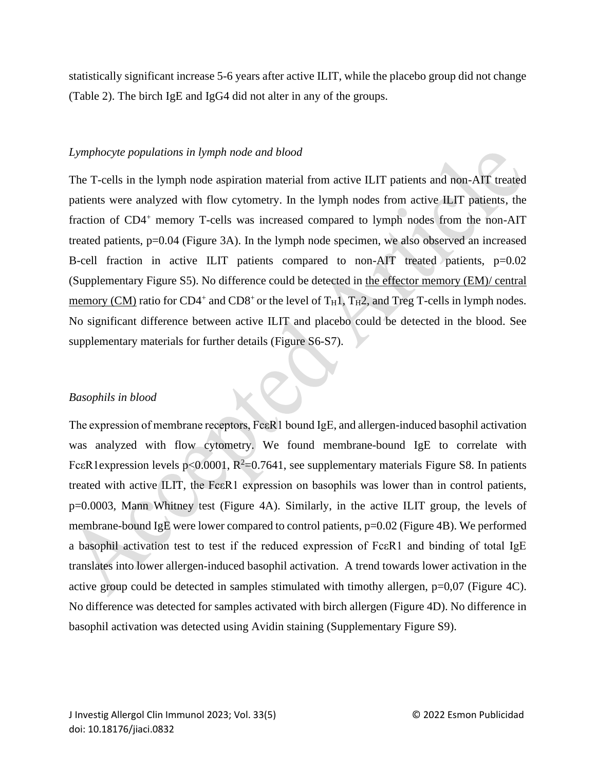statistically significant increase 5-6 years after active ILIT, while the placebo group did not change (Table 2). The birch IgE and IgG4 did not alter in any of the groups.

*Lymphocyte populations in lymph node and blood*

The T-cells in the lymph node aspiration material from active ILIT patients and non-AIT treated patients were analyzed with flow cytometry. In the lymph nodes from active ILIT patients, the fraction of $CD4^+$ memory T-cells was increased compared to lymph nodes from the non-AIT treated patients, $p=0.04$ (Figure 3A). In the lymph node specimen, we also observed an increased B-cell fraction in active ILIT patients compared to non-AIT treated patients, $p=0.02$ (Supplementary Figure S5). No difference could be detected in the effector memory (EM)/ central memory (CM) ratio for $CD4^+$ and $CD8^+$ or the level of $T_H1$, $T_H2$, and Treg T-cells in lymph nodes. No significant difference between active ILIT and placebo could be detected in the blood. See supplementary materials for further details (Figure S6-S7).

*Basophils in blood*

The expression of membrane receptors, FcεR1 bound IgE, and allergen-induced basophil activation was analyzed with flow cytometry. We found membrane-bound IgE to correlate with FcεR1expression levels $p<0.0001$, $R^2=0.7641$, see supplementary materials Figure S8. In patients treated with active ILIT, the FcεR1 expression on basophils was lower than in control patients, $p=0.0003$, Mann Whitney test (Figure 4A). Similarly, in the active ILIT group, the levels of membrane-bound IgE were lower compared to control patients, $p=0.02$ (Figure 4B). We performed a basophil activation test to test if the reduced expression of FcεR1 and binding of total IgE translates into lower allergen-induced basophil activation. A trend towards lower activation in the active group could be detected in samples stimulated with timothy allergen, $p=0{,}07$ (Figure 4C). No difference was detected for samples activated with birch allergen (Figure 4D). No difference in basophil activation was detected using Avidin staining (Supplementary Figure S9).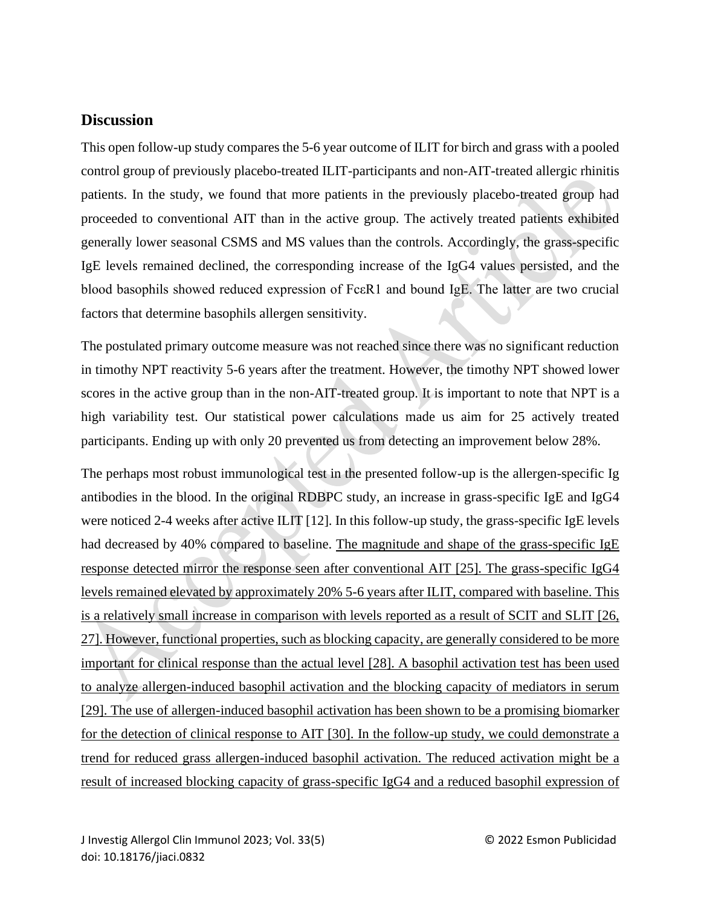## Discussion

This open follow-up study compares the 5-6 year outcome of ILIT for birch and grass with a pooled control group of previously placebo-treated ILIT-participants and non-AIT-treated allergic rhinitis patients. In the study, we found that more patients in the previously placebo-treated group had proceeded to conventional AIT than in the active group. The actively treated patients exhibited generally lower seasonal CSMS and MS values than the controls. Accordingly, the grass-specific IgE levels remained declined, the corresponding increase of the IgG4 values persisted, and the blood basophils showed reduced expression of FcεR1 and bound IgE. The latter are two crucial factors that determine basophils allergen sensitivity.

The postulated primary outcome measure was not reached since there was no significant reduction in timothy NPT reactivity 5-6 years after the treatment. However, the timothy NPT showed lower scores in the active group than in the non-AIT-treated group. It is important to note that NPT is a high variability test. Our statistical power calculations made us aim for 25 actively treated participants. Ending up with only 20 prevented us from detecting an improvement below 28%.

The perhaps most robust immunological test in the presented follow-up is the allergen-specific Ig antibodies in the blood. In the original RDBPC study, an increase in grass-specific IgE and IgG4 were noticed 2-4 weeks after active ILIT [12]. In this follow-up study, the grass-specific IgE levels had decreased by 40% compared to baseline. The magnitude and shape of the grass-specific IgE response detected mirror the response seen after conventional AIT [25]. The grass-specific IgG4 levels remained elevated by approximately 20% 5-6 years after ILIT, compared with baseline. This is a relatively small increase in comparison with levels reported as a result of SCIT and SLIT [26, 27]. However, functional properties, such as blocking capacity, are generally considered to be more important for clinical response than the actual level [28]. A basophil activation test has been used to analyze allergen-induced basophil activation and the blocking capacity of mediators in serum [29]. The use of allergen-induced basophil activation has been shown to be a promising biomarker for the detection of clinical response to AIT [30]. In the follow-up study, we could demonstrate a trend for reduced grass allergen-induced basophil activation. The reduced activation might be a result of increased blocking capacity of grass-specific IgG4 and a reduced basophil expression of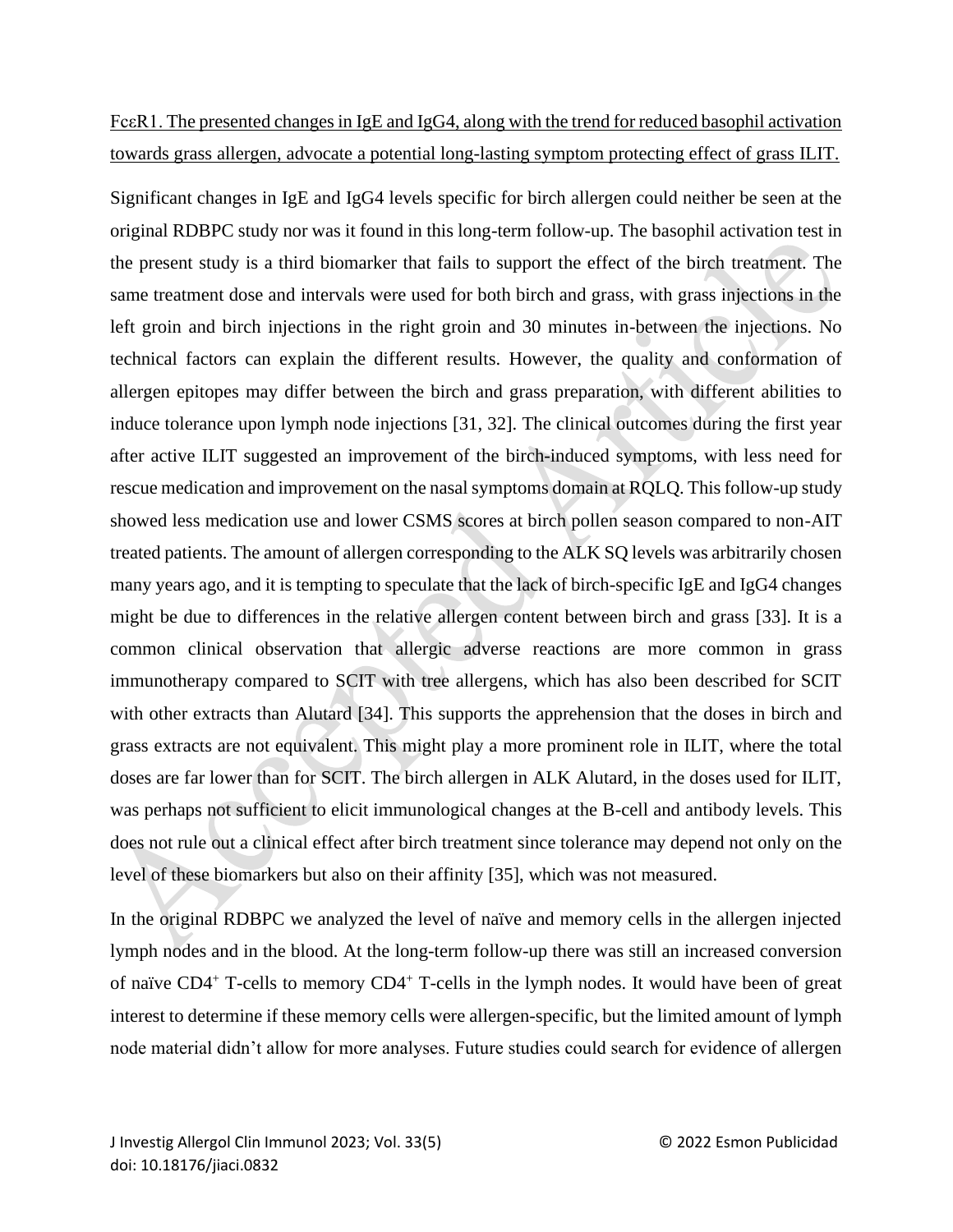FcεR1. The presented changes in IgE and IgG4, along with the trend for reduced basophil activation towards grass allergen, advocate a potential long-lasting symptom protecting effect of grass ILIT.

Significant changes in IgE and IgG4 levels specific for birch allergen could neither be seen at the original RDBPC study nor was it found in this long-term follow-up. The basophil activation test in the present study is a third biomarker that fails to support the effect of the birch treatment. The same treatment dose and intervals were used for both birch and grass, with grass injections in the left groin and birch injections in the right groin and 30 minutes in-between the injections. No technical factors can explain the different results. However, the quality and conformation of allergen epitopes may differ between the birch and grass preparation, with different abilities to induce tolerance upon lymph node injections [31, 32]. The clinical outcomes during the first year after active ILIT suggested an improvement of the birch-induced symptoms, with less need for rescue medication and improvement on the nasal symptoms domain at RQLQ. This follow-up study showed less medication use and lower CSMS scores at birch pollen season compared to non-AIT treated patients. The amount of allergen corresponding to the ALK SQ levels was arbitrarily chosen many years ago, and it is tempting to speculate that the lack of birch-specific IgE and IgG4 changes might be due to differences in the relative allergen content between birch and grass [33]. It is a common clinical observation that allergic adverse reactions are more common in grass immunotherapy compared to SCIT with tree allergens, which has also been described for SCIT with other extracts than Alutard [34]. This supports the apprehension that the doses in birch and grass extracts are not equivalent. This might play a more prominent role in ILIT, where the total doses are far lower than for SCIT. The birch allergen in ALK Alutard, in the doses used for ILIT, was perhaps not sufficient to elicit immunological changes at the B-cell and antibody levels. This does not rule out a clinical effect after birch treatment since tolerance may depend not only on the level of these biomarkers but also on their affinity [35], which was not measured.

In the original RDBPC we analyzed the level of naïve and memory cells in the allergen injected lymph nodes and in the blood. At the long-term follow-up there was still an increased conversion of naïve $CD4^+$ T-cells to memory $CD4^+$ T-cells in the lymph nodes. It would have been of great interest to determine if these memory cells were allergen-specific, but the limited amount of lymph node material didn't allow for more analyses. Future studies could search for evidence of allergen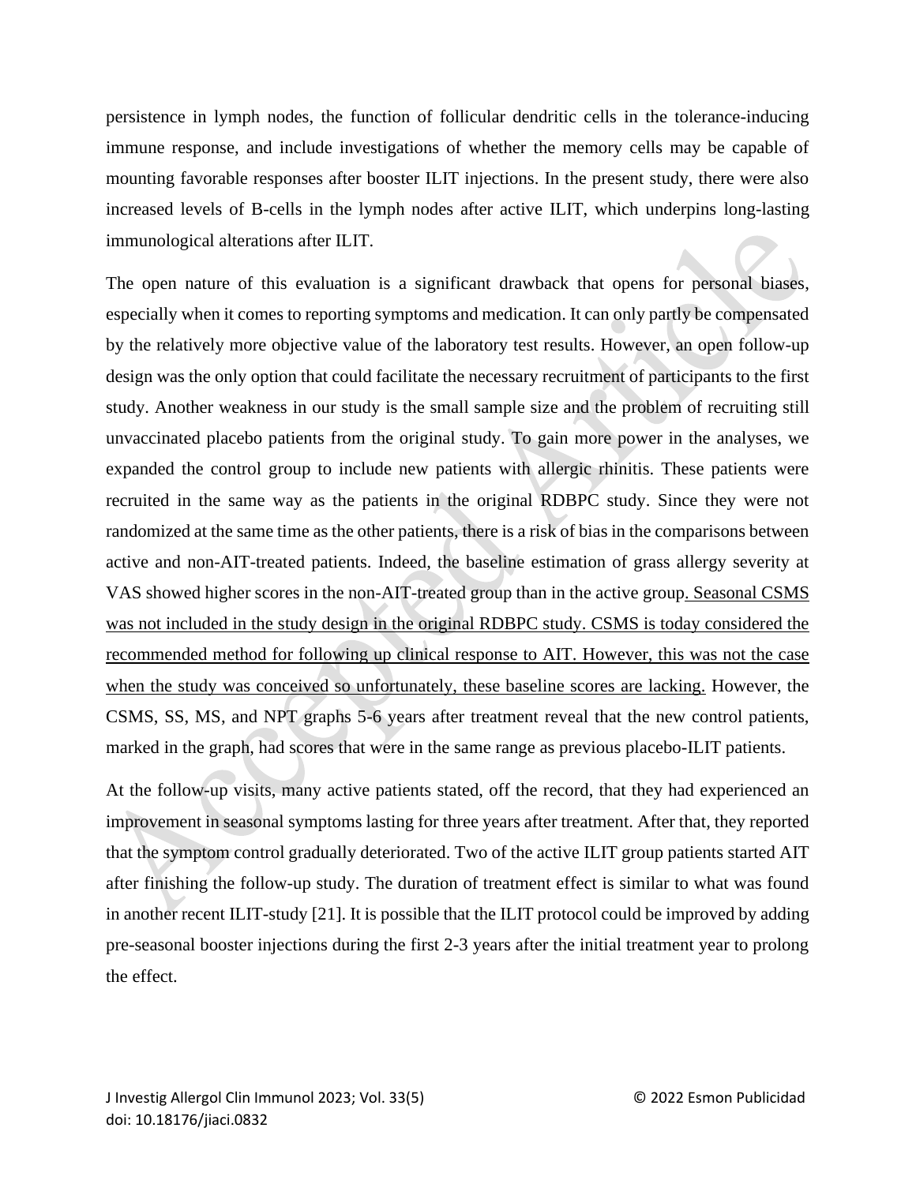persistence in lymph nodes, the function of follicular dendritic cells in the tolerance-inducing immune response, and include investigations of whether the memory cells may be capable of mounting favorable responses after booster ILIT injections. In the present study, there were also increased levels of B-cells in the lymph nodes after active ILIT, which underpins long-lasting immunological alterations after ILIT.

The open nature of this evaluation is a significant drawback that opens for personal biases, especially when it comes to reporting symptoms and medication. It can only partly be compensated by the relatively more objective value of the laboratory test results. However, an open follow-up design was the only option that could facilitate the necessary recruitment of participants to the first study. Another weakness in our study is the small sample size and the problem of recruiting still unvaccinated placebo patients from the original study. To gain more power in the analyses, we expanded the control group to include new patients with allergic rhinitis. These patients were recruited in the same way as the patients in the original RDBPC study. Since they were not randomized at the same time as the other patients, there is a risk of bias in the comparisons between active and non-AIT-treated patients. Indeed, the baseline estimation of grass allergy severity at VAS showed higher scores in the non-AIT-treated group than in the active group. Seasonal CSMS was not included in the study design in the original RDBPC study. CSMS is today considered the recommended method for following up clinical response to AIT. However, this was not the case when the study was conceived so unfortunately, these baseline scores are lacking. However, the CSMS, SS, MS, and NPT graphs 5-6 years after treatment reveal that the new control patients, marked in the graph, had scores that were in the same range as previous placebo-ILIT patients.

At the follow-up visits, many active patients stated, off the record, that they had experienced an improvement in seasonal symptoms lasting for three years after treatment. After that, they reported that the symptom control gradually deteriorated. Two of the active ILIT group patients started AIT after finishing the follow-up study. The duration of treatment effect is similar to what was found in another recent ILIT-study [21]. It is possible that the ILIT protocol could be improved by adding pre-seasonal booster injections during the first 2-3 years after the initial treatment year to prolong the effect.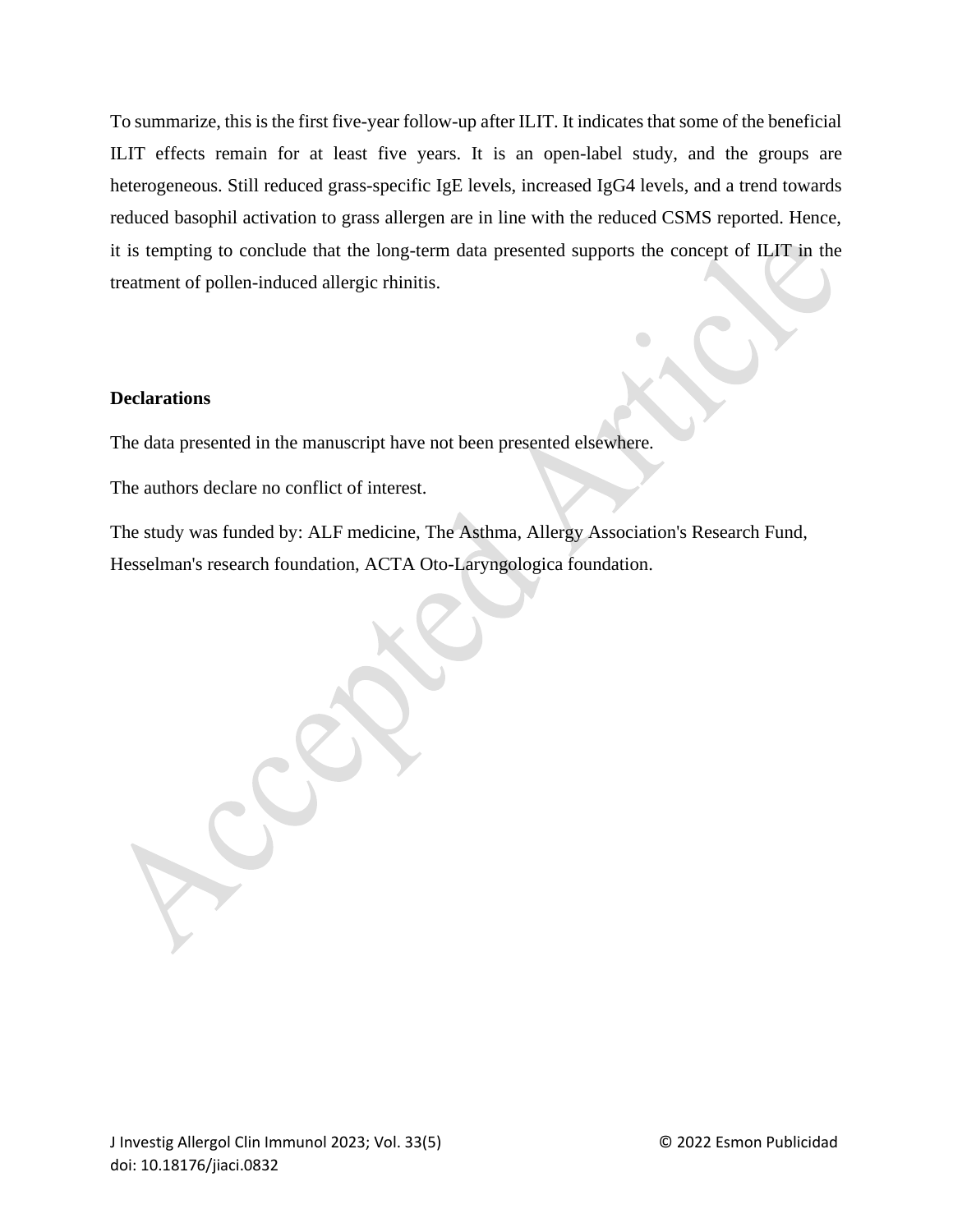To summarize, this is the first five-year follow-up after ILIT. It indicates that some of the beneficial ILIT effects remain for at least five years. It is an open-label study, and the groups are heterogeneous. Still reduced grass-specific IgE levels, increased IgG4 levels, and a trend towards reduced basophil activation to grass allergen are in line with the reduced CSMS reported. Hence, it is tempting to conclude that the long-term data presented supports the concept of ILIT in the treatment of pollen-induced allergic rhinitis.

**Declarations**

The data presented in the manuscript have not been presented elsewhere.

The authors declare no conflict of interest.

The study was funded by: ALF medicine, The Asthma, Allergy Association's Research Fund, Hesselman's research foundation, ACTA Oto-Laryngologica foundation.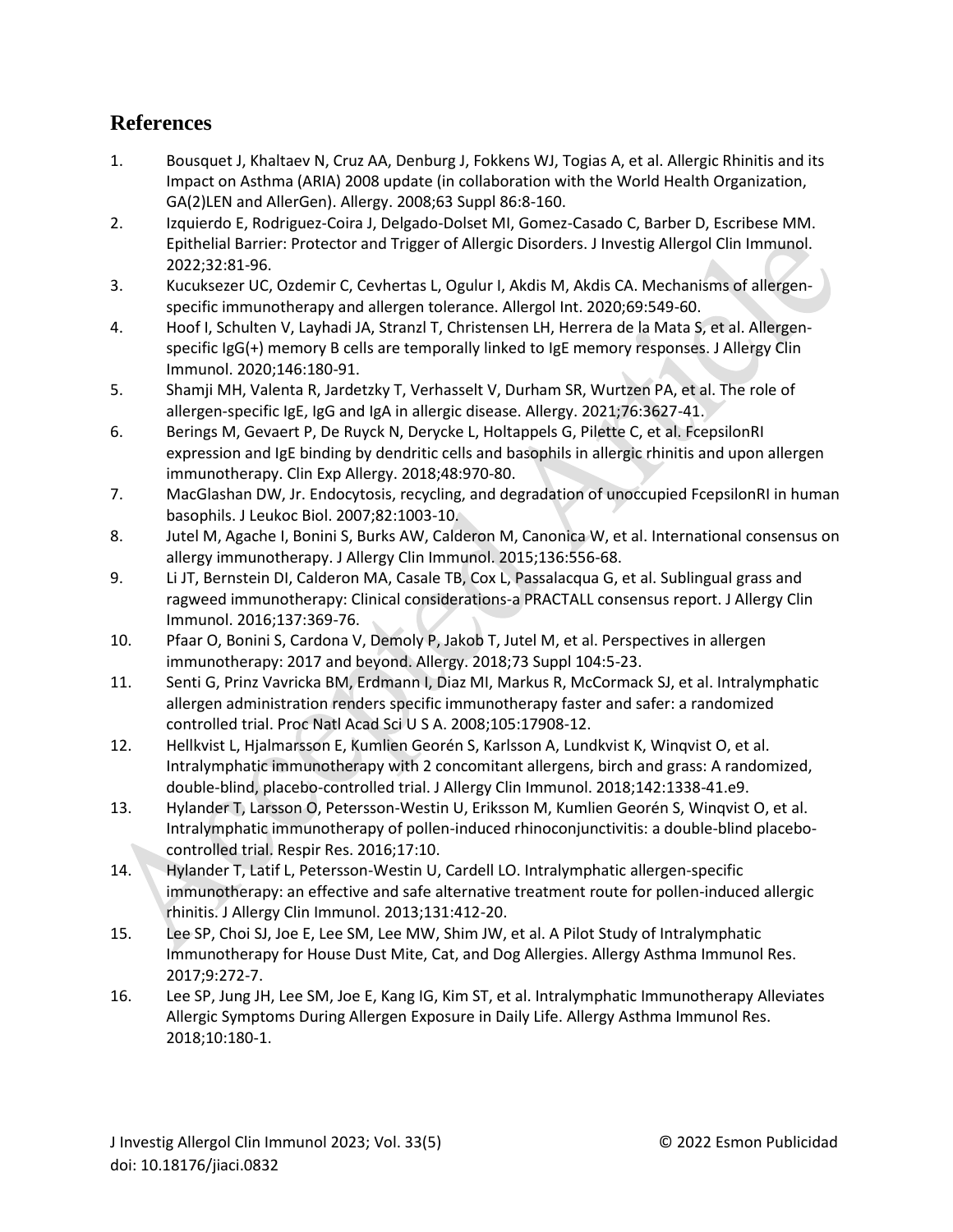## References

1. Bousquet J, Khaltaev N, Cruz AA, Denburg J, Fokkens WJ, Togias A, et al. Allergic Rhinitis and its Impact on Asthma (ARIA) 2008 update (in collaboration with the World Health Organization, GA(2)LEN and AllerGen). Allergy. 2008;63 Suppl 86:8-160.
2. Izquierdo E, Rodriguez-Coira J, Delgado-Dolset MI, Gomez-Casado C, Barber D, Escribese MM. Epithelial Barrier: Protector and Trigger of Allergic Disorders. J Investig Allergol Clin Immunol. 2022;32:81-96.
3. Kucuksezer UC, Ozdemir C, Cevhertas L, Ogulur I, Akdis M, Akdis CA. Mechanisms of allergen-specific immunotherapy and allergen tolerance. Allergol Int. 2020;69:549-60.
4. Hoof I, Schulten V, Layhadi JA, Stranzl T, Christensen LH, Herrera de la Mata S, et al. Allergen-specific IgG(+) memory B cells are temporally linked to IgE memory responses. J Allergy Clin Immunol. 2020;146:180-91.
5. Shamji MH, Valenta R, Jardetzky T, Verhasselt V, Durham SR, Wurtzen PA, et al. The role of allergen-specific IgE, IgG and IgA in allergic disease. Allergy. 2021;76:3627-41.
6. Berings M, Gevaert P, De Ruyck N, Derycke L, Holtappels G, Pilette C, et al. FcepsilonRI expression and IgE binding by dendritic cells and basophils in allergic rhinitis and upon allergen immunotherapy. Clin Exp Allergy. 2018;48:970-80.
7. MacGlashan DW, Jr. Endocytosis, recycling, and degradation of unoccupied FcepsilonRI in human basophils. J Leukoc Biol. 2007;82:1003-10.
8. Jutel M, Agache I, Bonini S, Burks AW, Calderon M, Canonica W, et al. International consensus on allergy immunotherapy. J Allergy Clin Immunol. 2015;136:556-68.
9. Li JT, Bernstein DI, Calderon MA, Casale TB, Cox L, Passalacqua G, et al. Sublingual grass and ragweed immunotherapy: Clinical considerations-a PRACTALL consensus report. J Allergy Clin Immunol. 2016;137:369-76.
10. Pfaar O, Bonini S, Cardona V, Demoly P, Jakob T, Jutel M, et al. Perspectives in allergen immunotherapy: 2017 and beyond. Allergy. 2018;73 Suppl 104:5-23.
11. Senti G, Prinz Vavricka BM, Erdmann I, Diaz MI, Markus R, McCormack SJ, et al. Intralymphatic allergen administration renders specific immunotherapy faster and safer: a randomized controlled trial. Proc Natl Acad Sci U S A. 2008;105:17908-12.
12. Hellkvist L, Hjalmarsson E, Kumlien Georén S, Karlsson A, Lundkvist K, Winqvist O, et al. Intralymphatic immunotherapy with 2 concomitant allergens, birch and grass: A randomized, double-blind, placebo-controlled trial. J Allergy Clin Immunol. 2018;142:1338-41.e9.
13. Hylander T, Larsson O, Petersson-Westin U, Eriksson M, Kumlien Georén S, Winqvist O, et al. Intralymphatic immunotherapy of pollen-induced rhinoconjunctivitis: a double-blind placebo-controlled trial. Respir Res. 2016;17:10.
14. Hylander T, Latif L, Petersson-Westin U, Cardell LO. Intralymphatic allergen-specific immunotherapy: an effective and safe alternative treatment route for pollen-induced allergic rhinitis. J Allergy Clin Immunol. 2013;131:412-20.
15. Lee SP, Choi SJ, Joe E, Lee SM, Lee MW, Shim JW, et al. A Pilot Study of Intralymphatic Immunotherapy for House Dust Mite, Cat, and Dog Allergies. Allergy Asthma Immunol Res. 2017;9:272-7.
16. Lee SP, Jung JH, Lee SM, Joe E, Kang IG, Kim ST, et al. Intralymphatic Immunotherapy Alleviates Allergic Symptoms During Allergen Exposure in Daily Life. Allergy Asthma Immunol Res. 2018;10:180-1.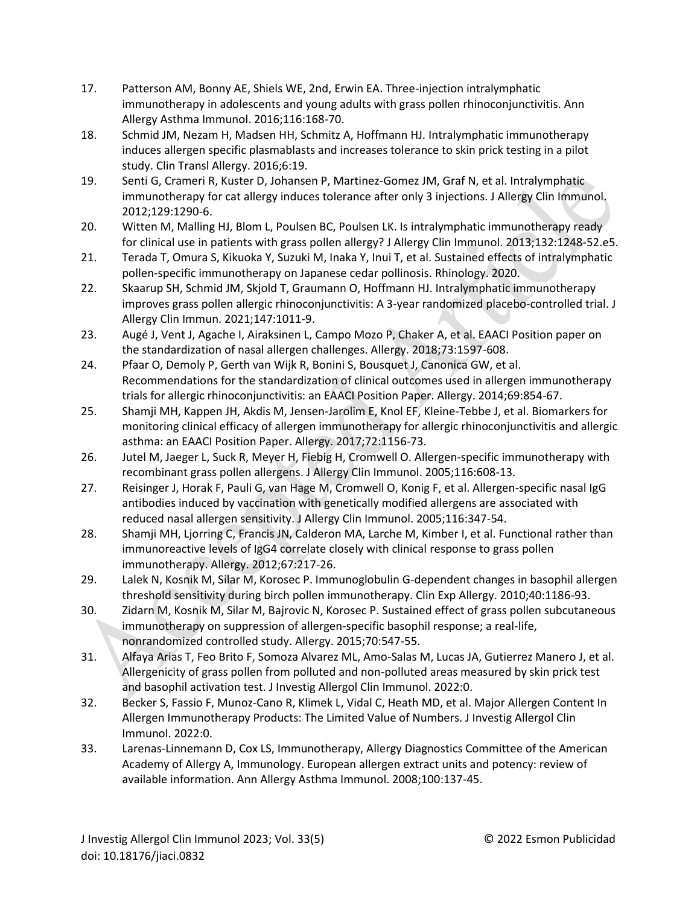17. Patterson AM, Bonny AE, Shiels WE, 2nd, Erwin EA. Three-injection intralymphatic immunotherapy in adolescents and young adults with grass pollen rhinoconjunctivitis. Ann Allergy Asthma Immunol. 2016;116:168-70.
18. Schmid JM, Nezam H, Madsen HH, Schmitz A, Hoffmann HJ. Intralymphatic immunotherapy induces allergen specific plasmablasts and increases tolerance to skin prick testing in a pilot study. Clin Transl Allergy. 2016;6:19.
19. Senti G, Crameri R, Kuster D, Johansen P, Martinez-Gomez JM, Graf N, et al. Intralymphatic immunotherapy for cat allergy induces tolerance after only 3 injections. J Allergy Clin Immunol. 2012;129:1290-6.
20. Witten M, Malling HJ, Blom L, Poulsen BC, Poulsen LK. Is intralymphatic immunotherapy ready for clinical use in patients with grass pollen allergy? J Allergy Clin Immunol. 2013;132:1248-52.e5.
21. Terada T, Omura S, Kikuoka Y, Suzuki M, Inaka Y, Inui T, et al. Sustained effects of intralymphatic pollen-specific immunotherapy on Japanese cedar pollinosis. Rhinology. 2020.
22. Skaarup SH, Schmid JM, Skjold T, Graumann O, Hoffmann HJ. Intralymphatic immunotherapy improves grass pollen allergic rhinoconjunctivitis: A 3-year randomized placebo-controlled trial. J Allergy Clin Immun. 2021;147:1011-9.
23. Augé J, Vent J, Agache I, Airaksinen L, Campo Mozo P, Chaker A, et al. EAACI Position paper on the standardization of nasal allergen challenges. Allergy. 2018;73:1597-608.
24. Pfaar O, Demoly P, Gerth van Wijk R, Bonini S, Bousquet J, Canonica GW, et al. Recommendations for the standardization of clinical outcomes used in allergen immunotherapy trials for allergic rhinoconjunctivitis: an EAACI Position Paper. Allergy. 2014;69:854-67.
25. Shamji MH, Kappen JH, Akdis M, Jensen-Jarolim E, Knol EF, Kleine-Tebbe J, et al. Biomarkers for monitoring clinical efficacy of allergen immunotherapy for allergic rhinoconjunctivitis and allergic asthma: an EAACI Position Paper. Allergy. 2017;72:1156-73.
26. Jutel M, Jaeger L, Suck R, Meyer H, Fiebig H, Cromwell O. Allergen-specific immunotherapy with recombinant grass pollen allergens. J Allergy Clin Immunol. 2005;116:608-13.
27. Reisinger J, Horak F, Pauli G, van Hage M, Cromwell O, Konig F, et al. Allergen-specific nasal IgG antibodies induced by vaccination with genetically modified allergens are associated with reduced nasal allergen sensitivity. J Allergy Clin Immunol. 2005;116:347-54.
28. Shamji MH, Ljorring C, Francis JN, Calderon MA, Larche M, Kimber I, et al. Functional rather than immunoreactive levels of IgG4 correlate closely with clinical response to grass pollen immunotherapy. Allergy. 2012;67:217-26.
29. Lalek N, Kosnik M, Silar M, Korosec P. Immunoglobulin G-dependent changes in basophil allergen threshold sensitivity during birch pollen immunotherapy. Clin Exp Allergy. 2010;40:1186-93.
30. Zidarn M, Kosnik M, Silar M, Bajrovic N, Korosec P. Sustained effect of grass pollen subcutaneous immunotherapy on suppression of allergen-specific basophil response; a real-life, nonrandomized controlled study. Allergy. 2015;70:547-55.
31. Alfaya Arias T, Feo Brito F, Somoza Alvarez ML, Amo-Salas M, Lucas JA, Gutierrez Manero J, et al. Allergenicity of grass pollen from polluted and non-polluted areas measured by skin prick test and basophil activation test. J Investig Allergol Clin Immunol. 2022:0.
32. Becker S, Fassio F, Munoz-Cano R, Klimek L, Vidal C, Heath MD, et al. Major Allergen Content In Allergen Immunotherapy Products: The Limited Value of Numbers. J Investig Allergol Clin Immunol. 2022:0.
33. Larenas-Linnemann D, Cox LS, Immunotherapy, Allergy Diagnostics Committee of the American Academy of Allergy A, Immunology. European allergen extract units and potency: review of available information. Ann Allergy Asthma Immunol. 2008;100:137-45.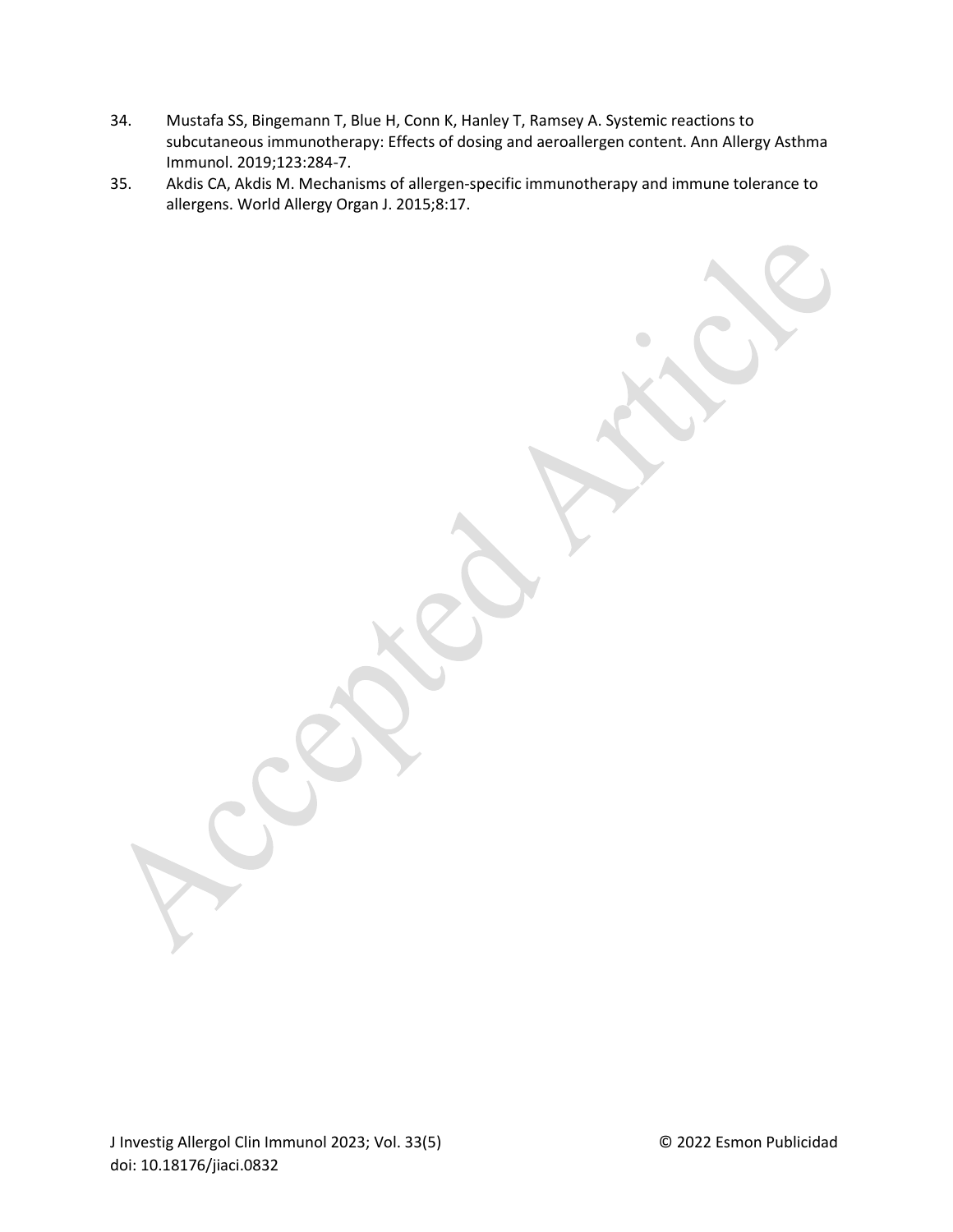34. Mustafa SS, Bingemann T, Blue H, Conn K, Hanley T, Ramsey A. Systemic reactions to subcutaneous immunotherapy: Effects of dosing and aeroallergen content. Ann Allergy Asthma Immunol. 2019;123:284-7.
35. Akdis CA, Akdis M. Mechanisms of allergen-specific immunotherapy and immune tolerance to allergens. World Allergy Organ J. 2015;8:17.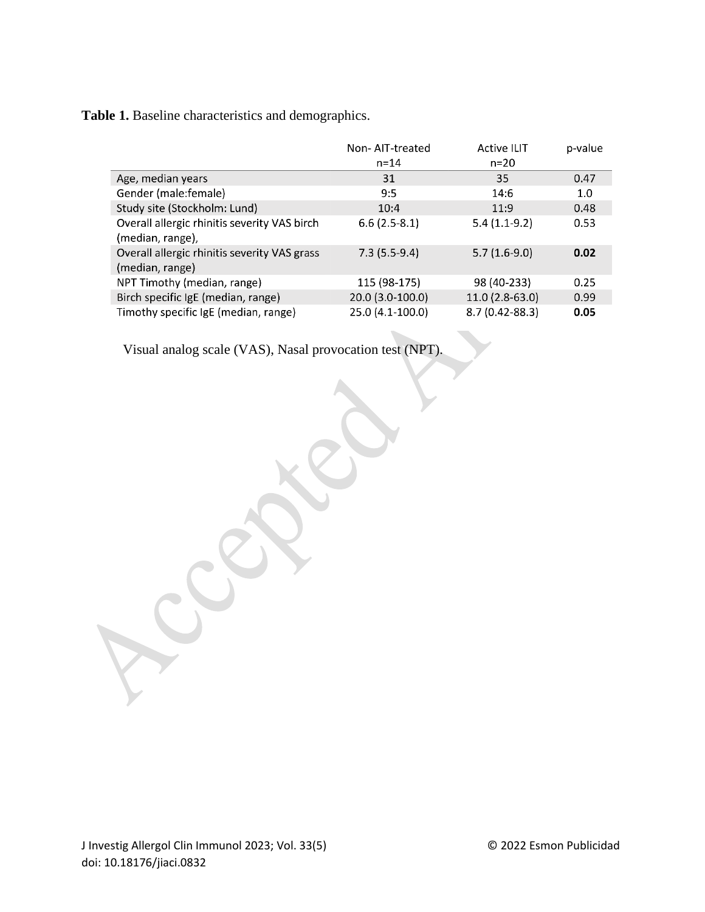**Table 1.** Baseline characteristics and demographics.

| | Non- AIT-treated n=14 | Active ILIT n=20 | p-value |
|---|---|---|---|
| Age, median years | 31 | 35 | 0.47 |
| Gender (male:female) | 9:5 | 14:6 | 1.0 |
| Study site (Stockholm: Lund) | 10:4 | 11:9 | 0.48 |
| Overall allergic rhinitis severity VAS birch (median, range), | 6.6 (2.5-8.1) | 5.4 (1.1-9.2) | 0.53 |
| Overall allergic rhinitis severity VAS grass (median, range) | 7.3 (5.5-9.4) | 5.7 (1.6-9.0) | **0.02** |
| NPT Timothy (median, range) | 115 (98-175) | 98 (40-233) | 0.25 |
| Birch specific IgE (median, range) | 20.0 (3.0-100.0) | 11.0 (2.8-63.0) | 0.99 |
| Timothy specific IgE (median, range) | 25.0 (4.1-100.0) | 8.7 (0.42-88.3) | **0.05** |

Visual analog scale (VAS), Nasal provocation test (NPT).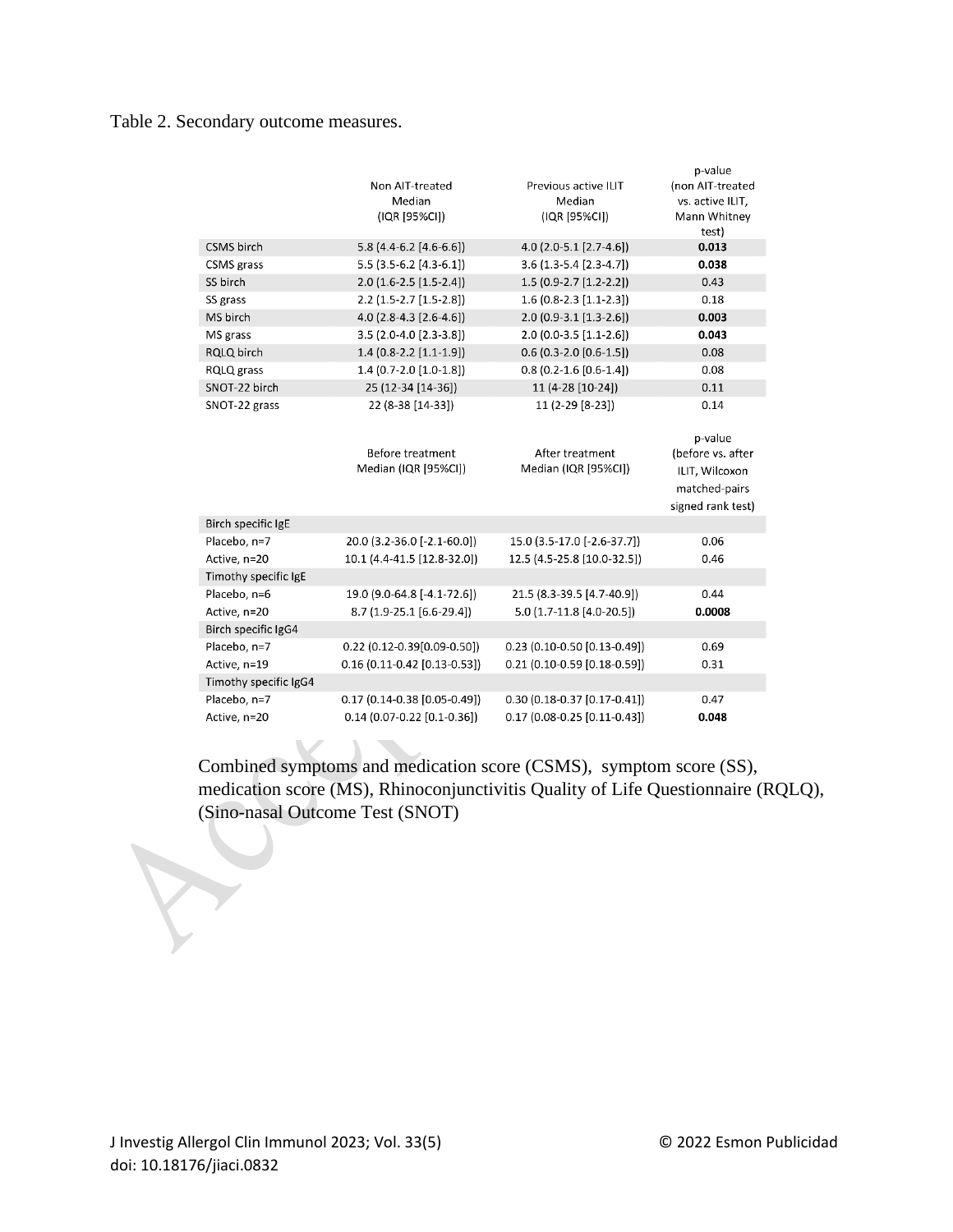Table 2. Secondary outcome measures.

| | Non AIT-treated Median (IQR [95%CI]) | Previous active ILIT Median (IQR [95%CI]) | p-value (non AIT-treated vs. active ILIT, Mann Whitney test) |
|---|---|---|---|
| CSMS birch | 5.8 (4.4-6.2 [4.6-6.6]) | 4.0 (2.0-5.1 [2.7-4.6]) | **0.013** |
| CSMS grass | 5.5 (3.5-6.2 [4.3-6.1]) | 3.6 (1.3-5.4 [2.3-4.7]) | **0.038** |
| SS birch | 2.0 (1.6-2.5 [1.5-2.4]) | 1.5 (0.9-2.7 [1.2-2.2]) | 0.43 |
| SS grass | 2.2 (1.5-2.7 [1.5-2.8]) | 1.6 (0.8-2.3 [1.1-2.3]) | 0.18 |
| MS birch | 4.0 (2.8-4.3 [2.6-4.6]) | 2.0 (0.9-3.1 [1.3-2.6]) | **0.003** |
| MS grass | 3.5 (2.0-4.0 [2.3-3.8]) | 2.0 (0.0-3.5 [1.1-2.6]) | **0.043** |
| RQLQ birch | 1.4 (0.8-2.2 [1.1-1.9]) | 0.6 (0.3-2.0 [0.6-1.5]) | 0.08 |
| RQLQ grass | 1.4 (0.7-2.0 [1.0-1.8]) | 0.8 (0.2-1.6 [0.6-1.4]) | 0.08 |
| SNOT-22 birch | 25 (12-34 [14-36]) | 11 (4-28 [10-24]) | 0.11 |
| SNOT-22 grass | 22 (8-38 [14-33]) | 11 (2-29 [8-23]) | 0.14 |
| | **Before treatment Median (IQR [95%CI])** | **After treatment Median (IQR [95%CI])** | **p-value (before vs. after ILIT, Wilcoxon matched-pairs signed rank test)** |
| Birch specific IgE | | | |
| Placebo, n=7 | 20.0 (3.2-36.0 [-2.1-60.0]) | 15.0 (3.5-17.0 [-2.6-37.7]) | 0.06 |
| Active, n=20 | 10.1 (4.4-41.5 [12.8-32.0]) | 12.5 (4.5-25.8 [10.0-32.5]) | 0.46 |
| Timothy specific IgE | | | |
| Placebo, n=6 | 19.0 (9.0-64.8 [-4.1-72.6]) | 21.5 (8.3-39.5 [4.7-40.9]) | 0.44 |
| Active, n=20 | 8.7 (1.9-25.1 [6.6-29.4]) | 5.0 (1.7-11.8 [4.0-20.5]) | **0.0008** |
| Birch specific IgG4 | | | |
| Placebo, n=7 | 0.22 (0.12-0.39[0.09-0.50]) | 0.23 (0.10-0.50 [0.13-0.49]) | 0.69 |
| Active, n=19 | 0.16 (0.11-0.42 [0.13-0.53]) | 0.21 (0.10-0.59 [0.18-0.59]) | 0.31 |
| Timothy specific IgG4 | | | |
| Placebo, n=7 | 0.17 (0.14-0.38 [0.05-0.49]) | 0.30 (0.18-0.37 [0.17-0.41]) | 0.47 |
| Active, n=20 | 0.14 (0.07-0.22 [0.1-0.36]) | 0.17 (0.08-0.25 [0.11-0.43]) | **0.048** |

Combined symptoms and medication score (CSMS), symptom score (SS), medication score (MS), Rhinoconjunctivitis Quality of Life Questionnaire (RQLQ), (Sino-nasal Outcome Test (SNOT)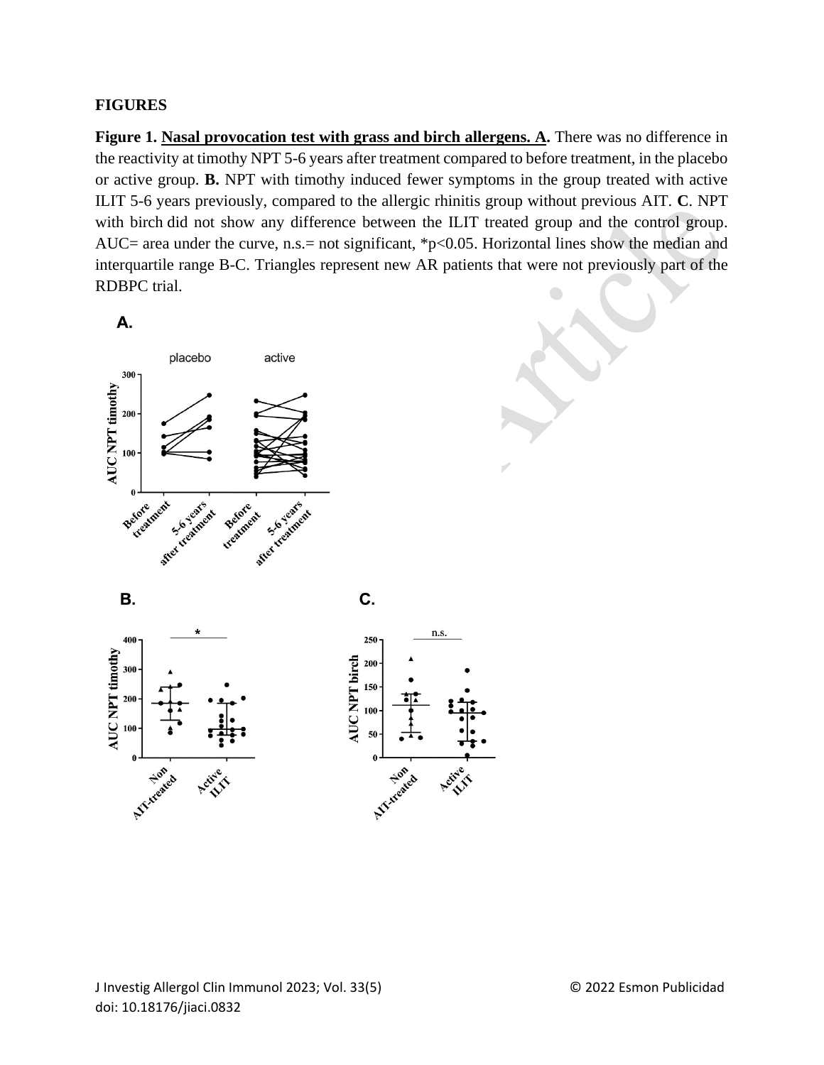**FIGURES**

**Figure 1. Nasal provocation test with grass and birch allergens. A.** There was no difference in the reactivity at timothy NPT 5-6 years after treatment compared to before treatment, in the placebo or active group. **B.** NPT with timothy induced fewer symptoms in the group treated with active ILIT 5-6 years previously, compared to the allergic rhinitis group without previous AIT. **C**. NPT with birch did not show any difference between the ILIT treated group and the control group. AUC= area under the curve, n.s.= not significant, *p<0.05. Horizontal lines show the median and interquartile range B-C. Triangles represent new AR patients that were not previously part of the RDBPC trial.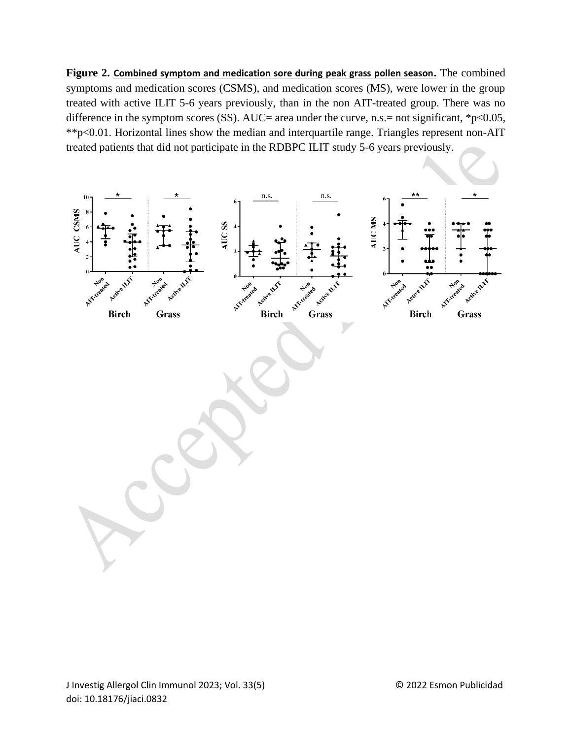**Figure 2.** **Combined symptom and medication sore during peak grass pollen season.** The combined symptoms and medication scores (CSMS), and medication scores (MS), were lower in the group treated with active ILIT 5-6 years previously, than in the non AIT-treated group. There was no difference in the symptom scores (SS). AUC= area under the curve, n.s.= not significant, *p<0.05, **p<0.01. Horizontal lines show the median and interquartile range. Triangles represent non-AIT treated patients that did not participate in the RDBPC ILIT study 5-6 years previously.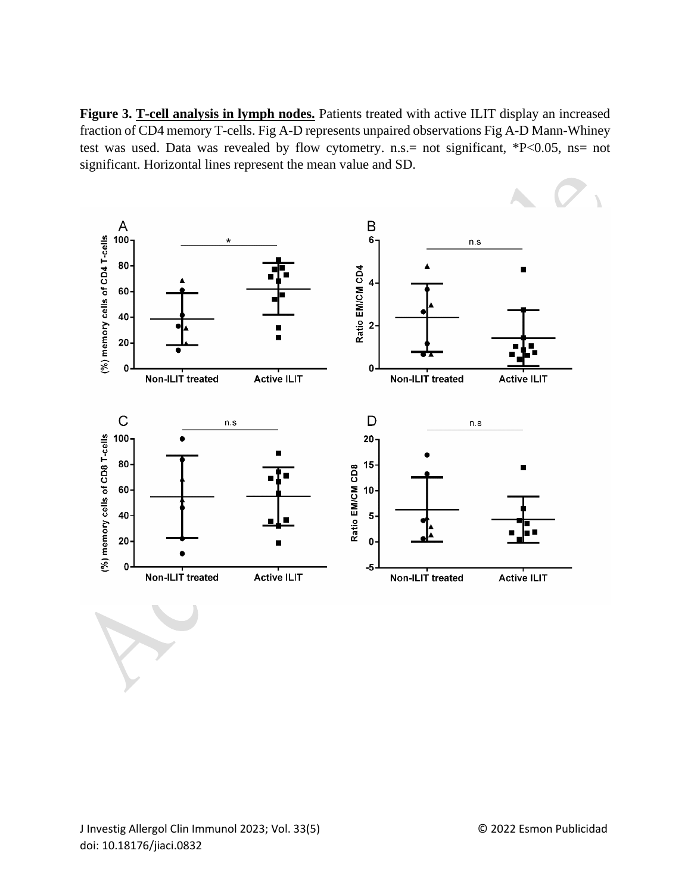**Figure 3. T-cell analysis in lymph nodes.** Patients treated with active ILIT display an increased fraction of CD4 memory T-cells. Fig A-D represents unpaired observations Fig A-D Mann-Whiney test was used. Data was revealed by flow cytometry. n.s.= not significant, *P<0.05, ns= not significant. Horizontal lines represent the mean value and SD.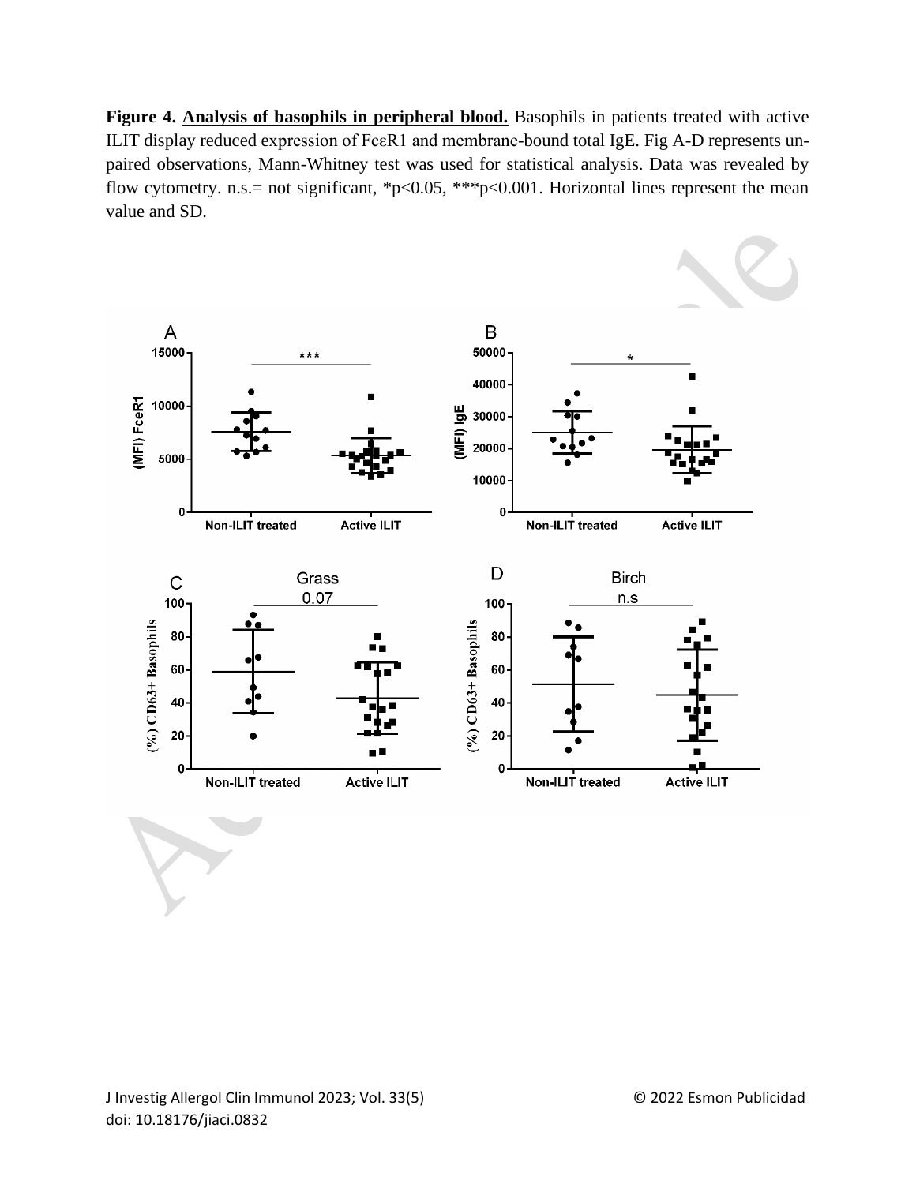**Figure 4. Analysis of basophils in peripheral blood.** Basophils in patients treated with active ILIT display reduced expression of FcεR1 and membrane-bound total IgE. Fig A-D represents un-paired observations, Mann-Whitney test was used for statistical analysis. Data was revealed by flow cytometry. n.s.= not significant, *p<0.05, ***p<0.001. Horizontal lines represent the mean value and SD.

A

***

(MFI) FceR1

15000

10000

5000

0

Non-ILIT treated

Active ILIT

B

*

(MFI) IgE

50000

40000

30000

20000

10000

0

Non-ILIT treated

Active ILIT

C

Grass

0.07

(%) CD63+ Basophils

100

80

60

40

20

0

Non-ILIT treated

Active ILIT

D

Birch

n.s

(%) CD63+ Basophils

100

80

60

40

20

0

Non-ILIT treated

Active ILIT